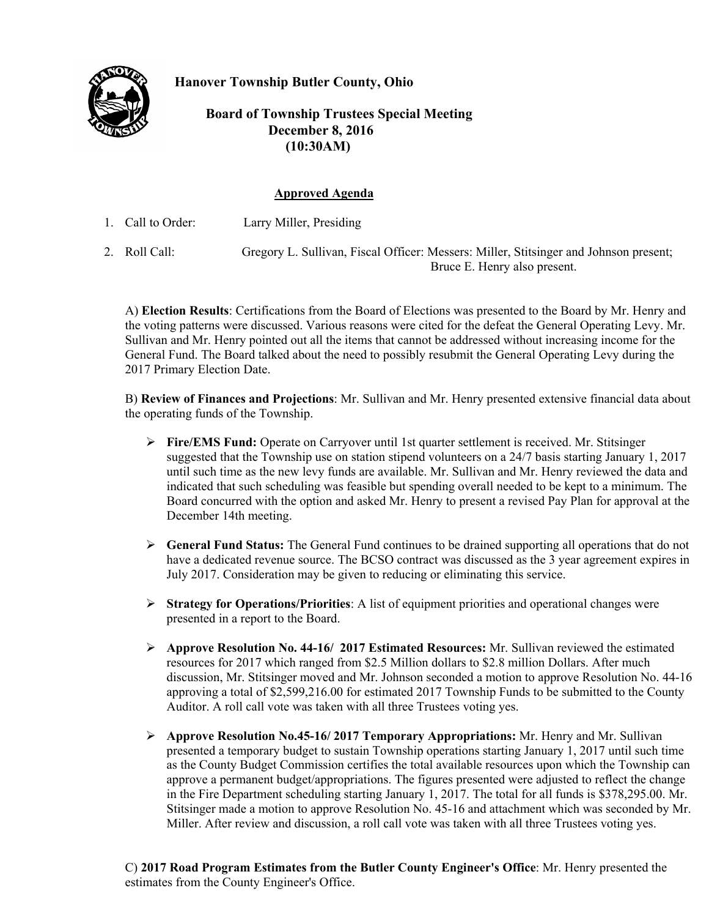**Hanover Township Butler County, Ohio**

**Board of Township Trustees Special Meeting**
**December 8, 2016**
**(10:30AM)**

**Approved Agenda**

1. Call to Order: Larry Miller, Presiding
2. Roll Call: Gregory L. Sullivan, Fiscal Officer: Messers: Miller, Stitsinger and Johnson present; Bruce E. Henry also present.

A) **Election Results**: Certifications from the Board of Elections was presented to the Board by Mr. Henry and the voting patterns were discussed. Various reasons were cited for the defeat the General Operating Levy. Mr. Sullivan and Mr. Henry pointed out all the items that cannot be addressed without increasing income for the General Fund. The Board talked about the need to possibly resubmit the General Operating Levy during the 2017 Primary Election Date.

B) **Review of Finances and Projections**: Mr. Sullivan and Mr. Henry presented extensive financial data about the operating funds of the Township.

- **Fire/EMS Fund:** Operate on Carryover until 1st quarter settlement is received. Mr. Stitsinger suggested that the Township use on station stipend volunteers on a 24/7 basis starting January 1, 2017 until such time as the new levy funds are available. Mr. Sullivan and Mr. Henry reviewed the data and indicated that such scheduling was feasible but spending overall needed to be kept to a minimum. The Board concurred with the option and asked Mr. Henry to present a revised Pay Plan for approval at the December 14th meeting.
- **General Fund Status:** The General Fund continues to be drained supporting all operations that do not have a dedicated revenue source. The BCSO contract was discussed as the 3 year agreement expires in July 2017. Consideration may be given to reducing or eliminating this service.
- **Strategy for Operations/Priorities**: A list of equipment priorities and operational changes were presented in a report to the Board.
- **Approve Resolution No. 44-16/ 2017 Estimated Resources:** Mr. Sullivan reviewed the estimated resources for 2017 which ranged from $2.5 Million dollars to $2.8 million Dollars. After much discussion, Mr. Stitsinger moved and Mr. Johnson seconded a motion to approve Resolution No. 44-16 approving a total of $2,599,216.00 for estimated 2017 Township Funds to be submitted to the County Auditor. A roll call vote was taken with all three Trustees voting yes.
- **Approve Resolution No.45-16/ 2017 Temporary Appropriations:** Mr. Henry and Mr. Sullivan presented a temporary budget to sustain Township operations starting January 1, 2017 until such time as the County Budget Commission certifies the total available resources upon which the Township can approve a permanent budget/appropriations. The figures presented were adjusted to reflect the change in the Fire Department scheduling starting January 1, 2017. The total for all funds is $378,295.00. Mr. Stitsinger made a motion to approve Resolution No. 45-16 and attachment which was seconded by Mr. Miller. After review and discussion, a roll call vote was taken with all three Trustees voting yes.

C) **2017 Road Program Estimates from the Butler County Engineer's Office**: Mr. Henry presented the estimates from the County Engineer's Office.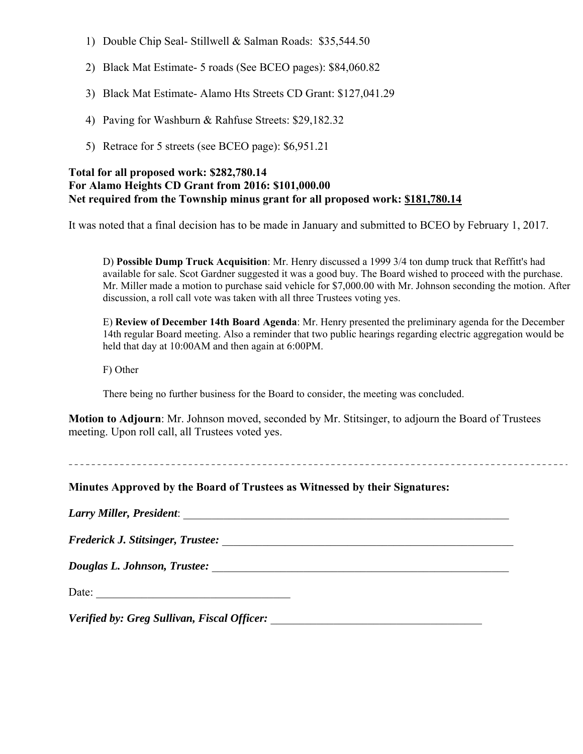1) Double Chip Seal- Stillwell & Salman Roads: $35,544.50

2) Black Mat Estimate- 5 roads (See BCEO pages): $84,060.82

3) Black Mat Estimate- Alamo Hts Streets CD Grant: $127,041.29

4) Paving for Washburn & Rahfuse Streets: $29,182.32

5) Retrace for 5 streets (see BCEO page): $6,951.21

**Total for all proposed work: $282,780.14**
**For Alamo Heights CD Grant from 2016: $101,000.00**
**Net required from the Township minus grant for all proposed work: <u>$181,780.14</u>**

It was noted that a final decision has to be made in January and submitted to BCEO by February 1, 2017.

D) **Possible Dump Truck Acquisition**: Mr. Henry discussed a 1999 3/4 ton dump truck that Reffitt's had available for sale. Scot Gardner suggested it was a good buy. The Board wished to proceed with the purchase. Mr. Miller made a motion to purchase said vehicle for $7,000.00 with Mr. Johnson seconding the motion. After discussion, a roll call vote was taken with all three Trustees voting yes.

E) **Review of December 14th Board Agenda**: Mr. Henry presented the preliminary agenda for the December 14th regular Board meeting. Also a reminder that two public hearings regarding electric aggregation would be held that day at 10:00AM and then again at 6:00PM.

F) Other

There being no further business for the Board to consider, the meeting was concluded.

**Motion to Adjourn**: Mr. Johnson moved, seconded by Mr. Stitsinger, to adjourn the Board of Trustees meeting. Upon roll call, all Trustees voted yes.

---

**Minutes Approved by the Board of Trustees as Witnessed by their Signatures:**

***Larry Miller, President***: ____________________________________________

***Frederick J. Stitsinger, Trustee:*** ____________________________________________

***Douglas L. Johnson, Trustee:*** ____________________________________________

Date: ______________________________

***Verified by: Greg Sullivan, Fiscal Officer:*** ______________________________